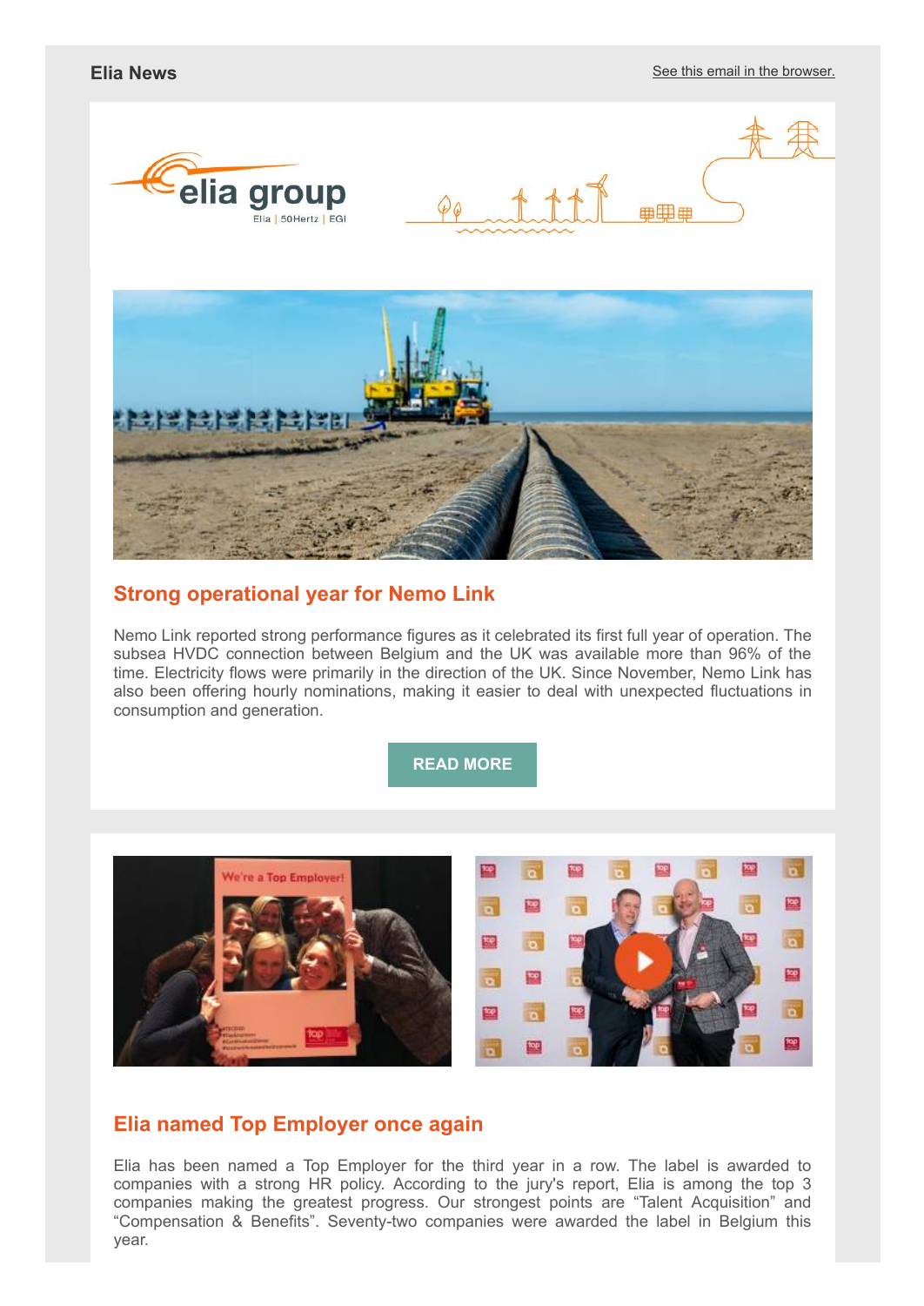Elia News

See this email in the browser.

## Strong operational year for Nemo Link

Nemo Link reported strong performance figures as it celebrated its first full year of operation. The subsea HVDC connection between Belgium and the UK was available more than 96% of the time. Electricity flows were primarily in the direction of the UK. Since November, Nemo Link has also been offering hourly nominations, making it easier to deal with unexpected fluctuations in consumption and generation.

READ MORE

## Elia named Top Employer once again

Elia has been named a Top Employer for the third year in a row. The label is awarded to companies with a strong HR policy. According to the jury's report, Elia is among the top 3 companies making the greatest progress. Our strongest points are "Talent Acquisition" and "Compensation & Benefits". Seventy-two companies were awarded the label in Belgium this year.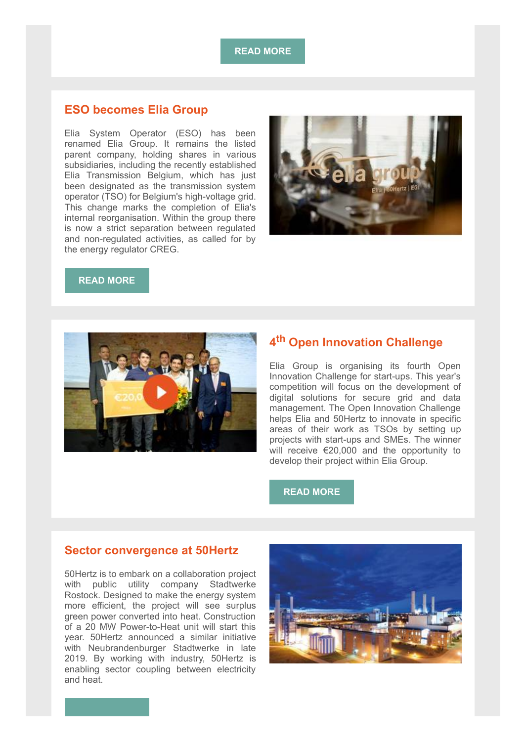READ MORE

## ESO becomes Elia Group

Elia System Operator (ESO) has been renamed Elia Group. It remains the listed parent company, holding shares in various subsidiaries, including the recently established Elia Transmission Belgium, which has just been designated as the transmission system operator (TSO) for Belgium's high-voltage grid. This change marks the completion of Elia's internal reorganisation. Within the group there is now a strict separation between regulated and non-regulated activities, as called for by the energy regulator CREG.

READ MORE

## 4th Open Innovation Challenge

Elia Group is organising its fourth Open Innovation Challenge for start-ups. This year's competition will focus on the development of digital solutions for secure grid and data management. The Open Innovation Challenge helps Elia and 50Hertz to innovate in specific areas of their work as TSOs by setting up projects with start-ups and SMEs. The winner will receive €20,000 and the opportunity to develop their project within Elia Group.

READ MORE

## Sector convergence at 50Hertz

50Hertz is to embark on a collaboration project with public utility company Stadtwerke Rostock. Designed to make the energy system more efficient, the project will see surplus green power converted into heat. Construction of a 20 MW Power-to-Heat unit will start this year. 50Hertz announced a similar initiative with Neubrandenburger Stadtwerke in late 2019. By working with industry, 50Hertz is enabling sector coupling between electricity and heat.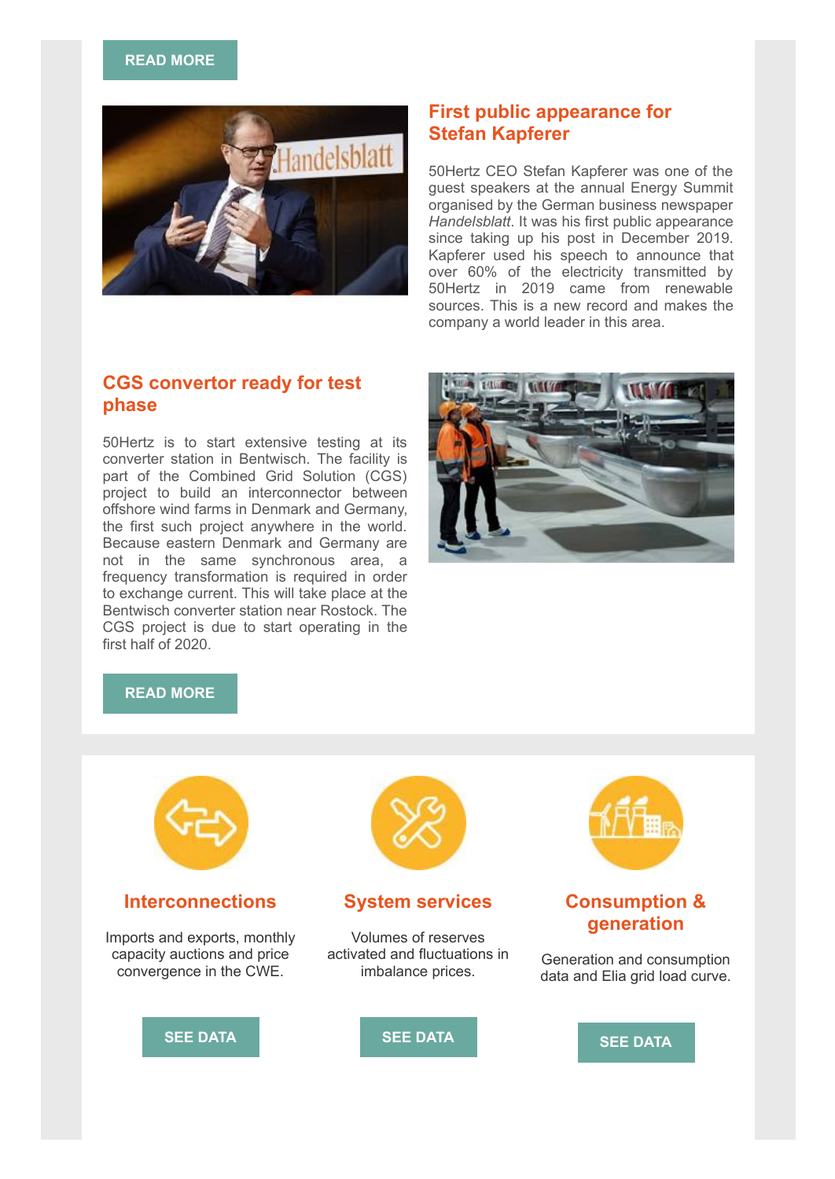READ MORE

## First public appearance for Stefan Kapferer

50Hertz CEO Stefan Kapferer was one of the guest speakers at the annual Energy Summit organised by the German business newspaper *Handelsblatt*. It was his first public appearance since taking up his post in December 2019. Kapferer used his speech to announce that over 60% of the electricity transmitted by 50Hertz in 2019 came from renewable sources. This is a new record and makes the company a world leader in this area.

## CGS convertor ready for test phase

50Hertz is to start extensive testing at its converter station in Bentwisch. The facility is part of the Combined Grid Solution (CGS) project to build an interconnector between offshore wind farms in Denmark and Germany, the first such project anywhere in the world. Because eastern Denmark and Germany are not in the same synchronous area, a frequency transformation is required in order to exchange current. This will take place at the Bentwisch converter station near Rostock. The CGS project is due to start operating in the first half of 2020.

READ MORE

### Interconnections

Imports and exports, monthly capacity auctions and price convergence in the CWE.

SEE DATA

### System services

Volumes of reserves activated and fluctuations in imbalance prices.

SEE DATA

### Consumption & generation

Generation and consumption data and Elia grid load curve.

SEE DATA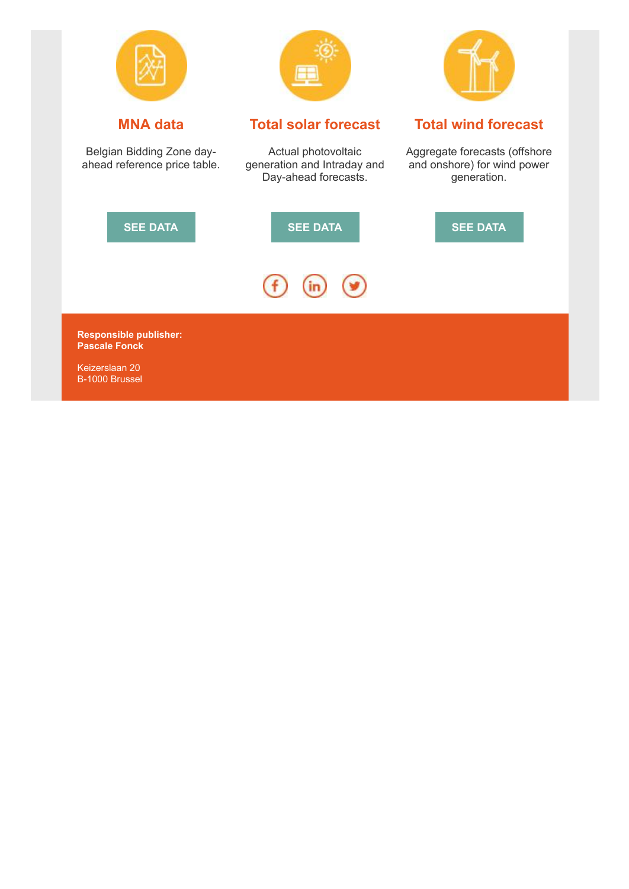### MNA data

Belgian Bidding Zone day-ahead reference price table.

SEE DATA

### Total solar forecast

Actual photovoltaic generation and Intraday and Day-ahead forecasts.

SEE DATA

### Total wind forecast

Aggregate forecasts (offshore and onshore) for wind power generation.

SEE DATA

**Responsible publisher:**
**Pascale Fonck**

Keizerslaan 20
B-1000 Brussel